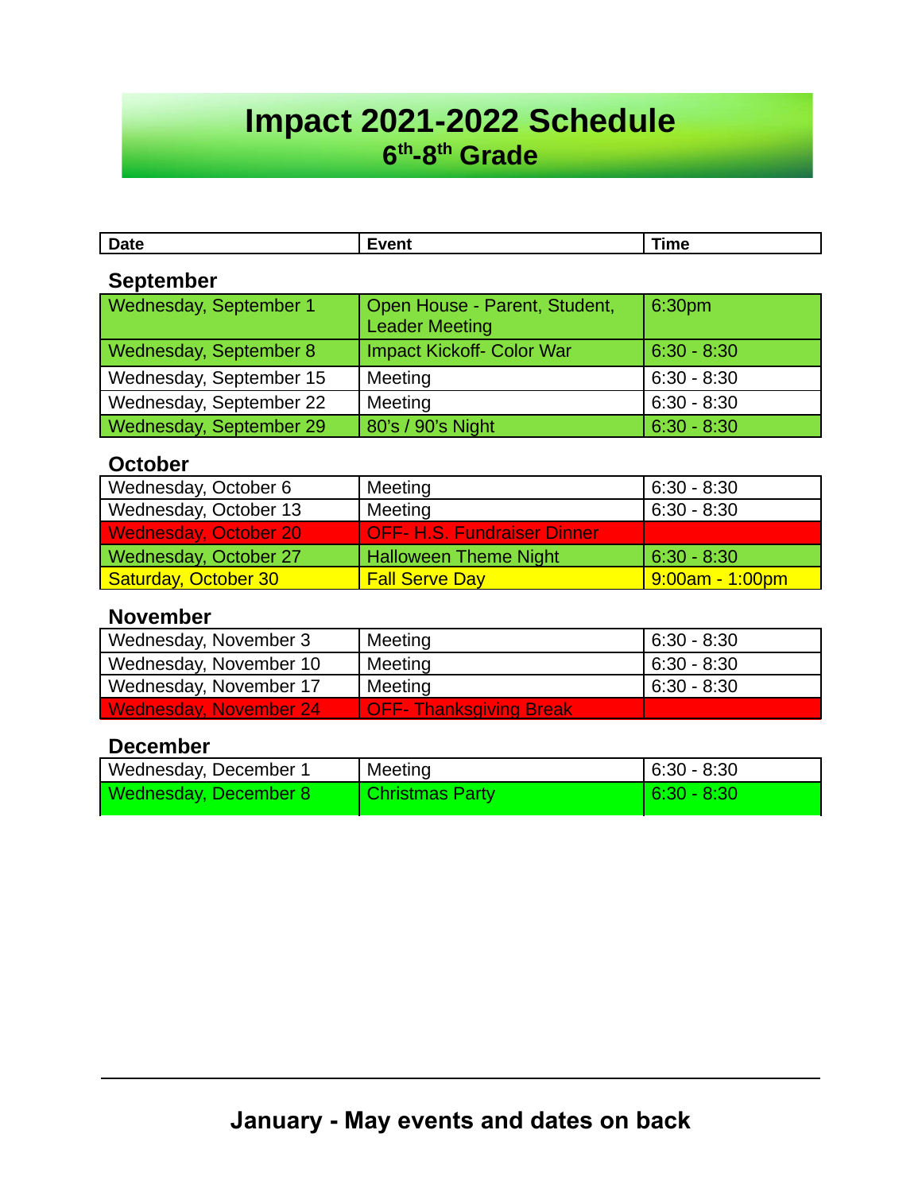# Impact 2021-2022 Schedule

## 6th-8th Grade

| Date | Event | Time |
|---|---|---|
| **September** | | |
| Wednesday, September 1 | Open House - Parent, Student, Leader Meeting | 6:30pm |
| Wednesday, September 8 | Impact Kickoff- Color War | 6:30 - 8:30 |
| Wednesday, September 15 | Meeting | 6:30 - 8:30 |
| Wednesday, September 22 | Meeting | 6:30 - 8:30 |
| Wednesday, September 29 | 80's / 90's Night | 6:30 - 8:30 |
| **October** | | |
| Wednesday, October 6 | Meeting | 6:30 - 8:30 |
| Wednesday, October 13 | Meeting | 6:30 - 8:30 |
| Wednesday, October 20 | OFF- H.S. Fundraiser Dinner | |
| Wednesday, October 27 | Halloween Theme Night | 6:30 - 8:30 |
| Saturday, October 30 | Fall Serve Day | 9:00am - 1:00pm |
| **November** | | |
| Wednesday, November 3 | Meeting | 6:30 - 8:30 |
| Wednesday, November 10 | Meeting | 6:30 - 8:30 |
| Wednesday, November 17 | Meeting | 6:30 - 8:30 |
| Wednesday, November 24 | OFF- Thanksgiving Break | |
| **December** | | |
| Wednesday, December 1 | Meeting | 6:30 - 8:30 |
| Wednesday, December 8 | Christmas Party | 6:30 - 8:30 |

---

**January - May events and dates on back**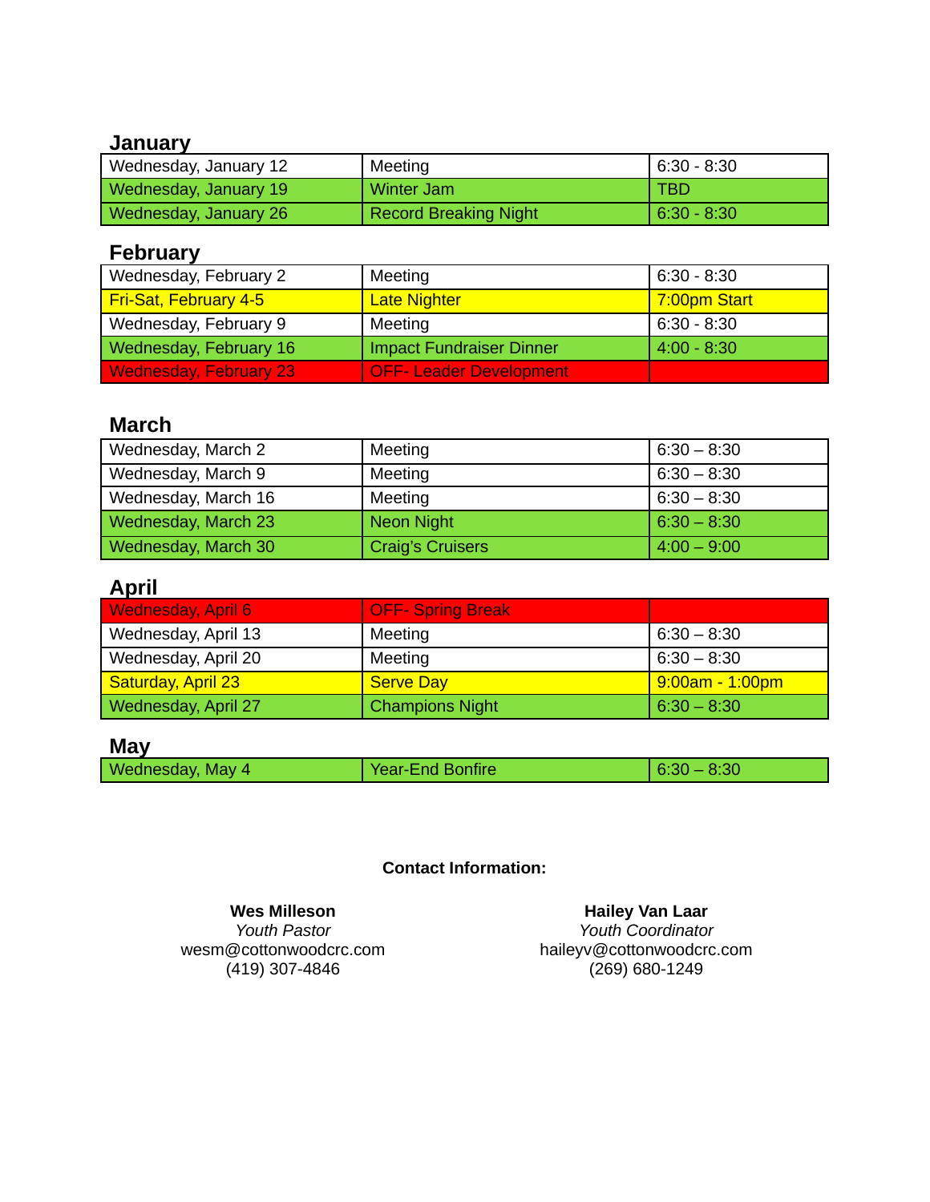## January

| | | |
|---|---|---|
| Wednesday, January 12 | Meeting | 6:30 - 8:30 |
| Wednesday, January 19 | Winter Jam | TBD |
| Wednesday, January 26 | Record Breaking Night | 6:30 - 8:30 |

## February

| | | |
|---|---|---|
| Wednesday, February 2 | Meeting | 6:30 - 8:30 |
| Fri-Sat, February 4-5 | Late Nighter | 7:00pm Start |
| Wednesday, February 9 | Meeting | 6:30 - 8:30 |
| Wednesday, February 16 | Impact Fundraiser Dinner | 4:00 - 8:30 |
| Wednesday, February 23 | OFF- Leader Development | |

## March

| | | |
|---|---|---|
| Wednesday, March 2 | Meeting | 6:30 – 8:30 |
| Wednesday, March 9 | Meeting | 6:30 – 8:30 |
| Wednesday, March 16 | Meeting | 6:30 – 8:30 |
| Wednesday, March 23 | Neon Night | 6:30 – 8:30 |
| Wednesday, March 30 | Craig's Cruisers | 4:00 – 9:00 |

## April

| | | |
|---|---|---|
| Wednesday, April 6 | OFF- Spring Break | |
| Wednesday, April 13 | Meeting | 6:30 – 8:30 |
| Wednesday, April 20 | Meeting | 6:30 – 8:30 |
| Saturday, April 23 | Serve Day | 9:00am - 1:00pm |
| Wednesday, April 27 | Champions Night | 6:30 – 8:30 |

## May

| | | |
|---|---|---|
| Wednesday, May 4 | Year-End Bonfire | 6:30 – 8:30 |

**Contact Information:**

**Wes Milleson**
*Youth Pastor*
wesm@cottonwoodcrc.com
(419) 307-4846

**Hailey Van Laar**
*Youth Coordinator*
haileyv@cottonwoodcrc.com
(269) 680-1249